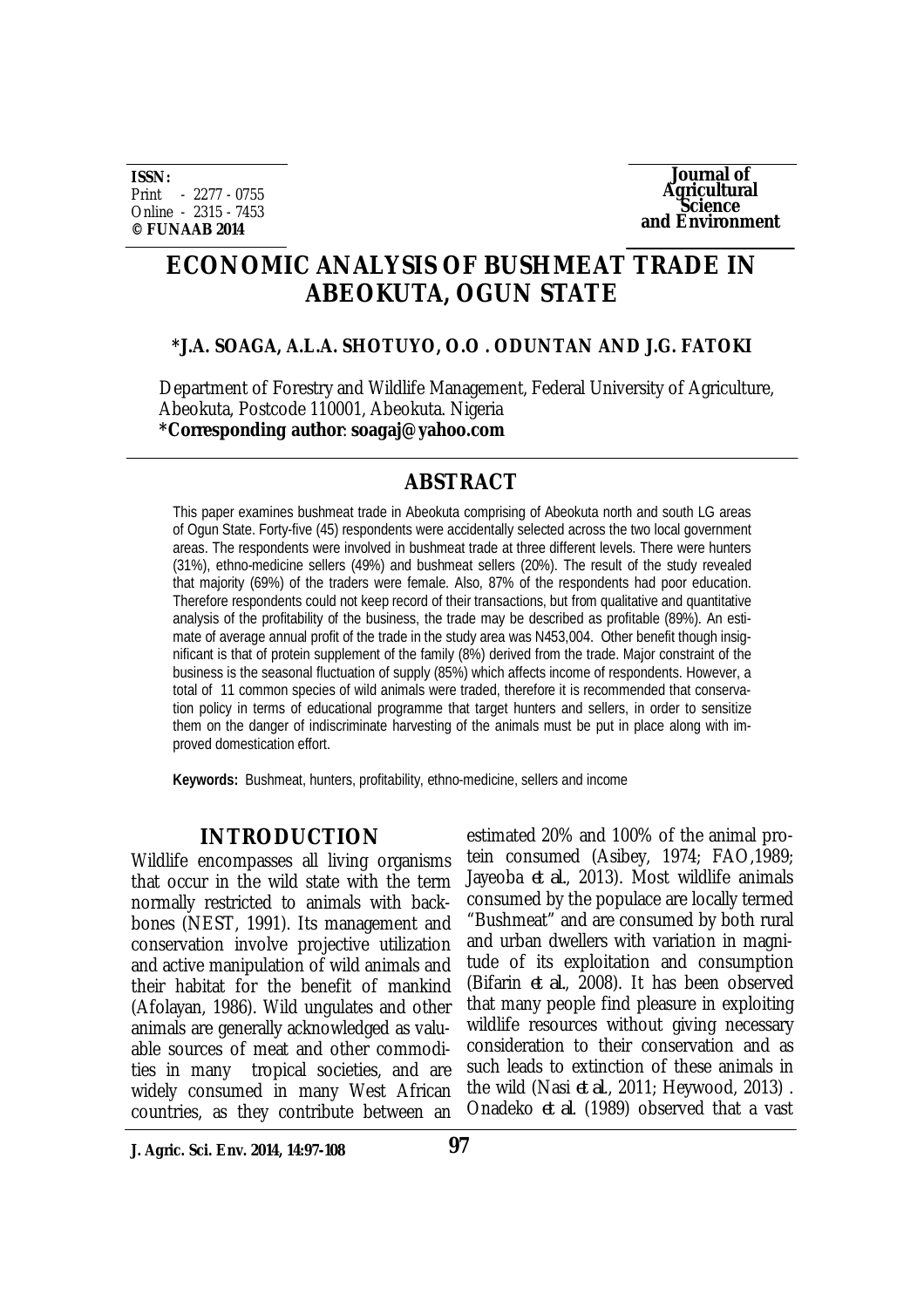**ISSN:**
Print - 2277 - 0755
Online - 2315 - 7453
**© FUNAAB 2014**

**Journal of Agricultural Science and Environment**

# ECONOMIC ANALYSIS OF BUSHMEAT TRADE IN ABEOKUTA, OGUN STATE

**\*J.A. SOAGA, A.L.A. SHOTUYO, O.O . ODUNTAN AND J.G. FATOKI**

Department of Forestry and Wildlife Management, Federal University of Agriculture, Abeokuta, Postcode 110001, Abeokuta. Nigeria
**\*Corresponding author**: **soagaj@yahoo.com**

## ABSTRACT

This paper examines bushmeat trade in Abeokuta comprising of Abeokuta north and south LG areas of Ogun State. Forty-five (45) respondents were accidentally selected across the two local government areas. The respondents were involved in bushmeat trade at three different levels. There were hunters (31%), ethno-medicine sellers (49%) and bushmeat sellers (20%). The result of the study revealed that majority (69%) of the traders were female. Also, 87% of the respondents had poor education. Therefore respondents could not keep record of their transactions, but from qualitative and quantitative analysis of the profitability of the business, the trade may be described as profitable (89%). An estimate of average annual profit of the trade in the study area was N453,004. Other benefit though insignificant is that of protein supplement of the family (8%) derived from the trade. Major constraint of the business is the seasonal fluctuation of supply (85%) which affects income of respondents. However, a total of 11 common species of wild animals were traded, therefore it is recommended that conservation policy in terms of educational programme that target hunters and sellers, in order to sensitize them on the danger of indiscriminate harvesting of the animals must be put in place along with improved domestication effort.

**Keywords:** Bushmeat, hunters, profitability, ethno-medicine, sellers and income

## INTRODUCTION

Wildlife encompasses all living organisms that occur in the wild state with the term normally restricted to animals with backbones (NEST, 1991). Its management and conservation involve projective utilization and active manipulation of wild animals and their habitat for the benefit of mankind (Afolayan, 1986). Wild ungulates and other animals are generally acknowledged as valuable sources of meat and other commodities in many tropical societies, and are widely consumed in many West African countries, as they contribute between an estimated 20% and 100% of the animal protein consumed (Asibey, 1974; FAO,1989; Jayeoba *et al.*, 2013). Most wildlife animals consumed by the populace are locally termed "Bushmeat" and are consumed by both rural and urban dwellers with variation in magnitude of its exploitation and consumption (Bifarin *et al.*, 2008). It has been observed that many people find pleasure in exploiting wildlife resources without giving necessary consideration to their conservation and as such leads to extinction of these animals in the wild (Nasi *et al.*, 2011; Heywood, 2013) . Onadeko *et al.* (1989) observed that a vast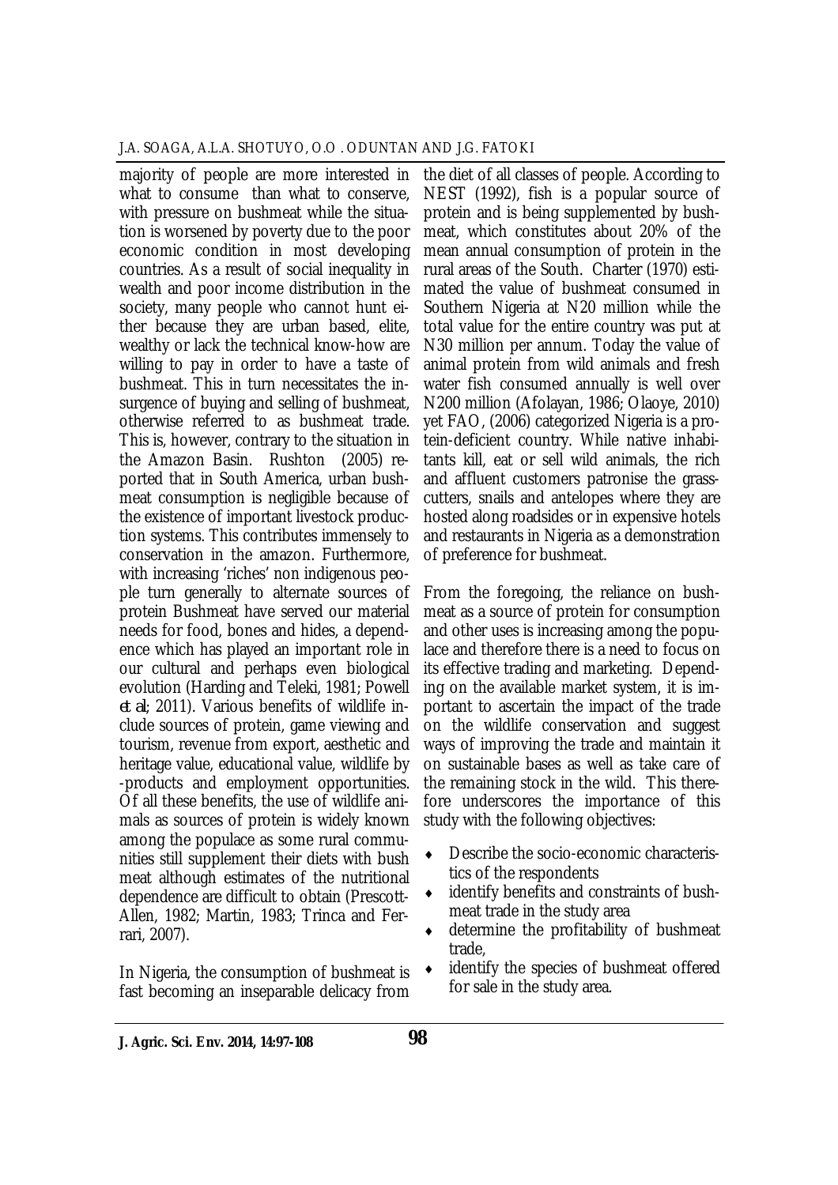majority of people are more interested in what to consume than what to conserve, with pressure on bushmeat while the situation is worsened by poverty due to the poor economic condition in most developing countries. As a result of social inequality in wealth and poor income distribution in the society, many people who cannot hunt either because they are urban based, elite, wealthy or lack the technical know-how are willing to pay in order to have a taste of bushmeat. This in turn necessitates the insurgence of buying and selling of bushmeat, otherwise referred to as bushmeat trade. This is, however, contrary to the situation in the Amazon Basin. Rushton (2005) reported that in South America, urban bushmeat consumption is negligible because of the existence of important livestock production systems. This contributes immensely to conservation in the amazon. Furthermore, with increasing 'riches' non indigenous people turn generally to alternate sources of protein Bushmeat have served our material needs for food, bones and hides, a dependence which has played an important role in our cultural and perhaps even biological evolution (Harding and Teleki, 1981; Powell *et al*; 2011). Various benefits of wildlife include sources of protein, game viewing and tourism, revenue from export, aesthetic and heritage value, educational value, wildlife by-products and employment opportunities. Of all these benefits, the use of wildlife animals as sources of protein is widely known among the populace as some rural communities still supplement their diets with bush meat although estimates of the nutritional dependence are difficult to obtain (Prescott-Allen, 1982; Martin, 1983; Trinca and Ferrari, 2007).

In Nigeria, the consumption of bushmeat is fast becoming an inseparable delicacy from the diet of all classes of people. According to NEST (1992), fish is a popular source of protein and is being supplemented by bushmeat, which constitutes about 20% of the mean annual consumption of protein in the rural areas of the South. Charter (1970) estimated the value of bushmeat consumed in Southern Nigeria at N20 million while the total value for the entire country was put at N30 million per annum. Today the value of animal protein from wild animals and fresh water fish consumed annually is well over N200 million (Afolayan, 1986; Olaoye, 2010) yet FAO, (2006) categorized Nigeria is a protein-deficient country. While native inhabitants kill, eat or sell wild animals, the rich and affluent customers patronise the grasscutters, snails and antelopes where they are hosted along roadsides or in expensive hotels and restaurants in Nigeria as a demonstration of preference for bushmeat.

From the foregoing, the reliance on bushmeat as a source of protein for consumption and other uses is increasing among the populace and therefore there is a need to focus on its effective trading and marketing. Depending on the available market system, it is important to ascertain the impact of the trade on the wildlife conservation and suggest ways of improving the trade and maintain it on sustainable bases as well as take care of the remaining stock in the wild. This therefore underscores the importance of this study with the following objectives:

- Describe the socio-economic characteristics of the respondents
- identify benefits and constraints of bushmeat trade in the study area
- determine the profitability of bushmeat trade,
- identify the species of bushmeat offered for sale in the study area.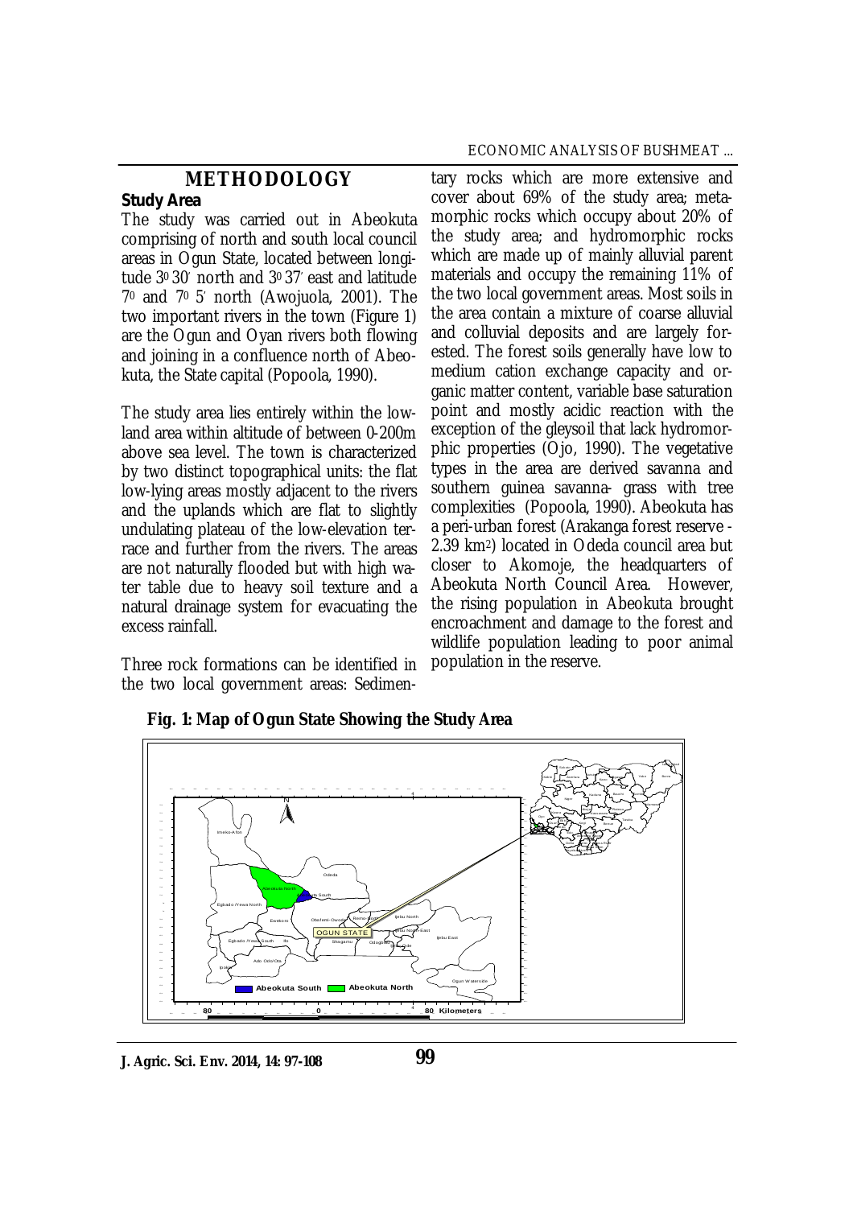## METHODOLOGY

### Study Area

The study was carried out in Abeokuta comprising of north and south local council areas in Ogun State, located between longitude $3^0 30'$ north and $3^0 37'$ east and latitude $7^0$ and $7^0 5'$ north (Awojuola, 2001). The two important rivers in the town (Figure 1) are the Ogun and Oyan rivers both flowing and joining in a confluence north of Abeokuta, the State capital (Popoola, 1990).

The study area lies entirely within the lowland area within altitude of between 0-200m above sea level. The town is characterized by two distinct topographical units: the flat low-lying areas mostly adjacent to the rivers and the uplands which are flat to slightly undulating plateau of the low-elevation terrace and further from the rivers. The areas are not naturally flooded but with high water table due to heavy soil texture and a natural drainage system for evacuating the excess rainfall.

Three rock formations can be identified in the two local government areas: Sedimentary rocks which are more extensive and cover about 69% of the study area; metamorphic rocks which occupy about 20% of the study area; and hydromorphic rocks which are made up of mainly alluvial parent materials and occupy the remaining 11% of the two local government areas. Most soils in the area contain a mixture of coarse alluvial and colluvial deposits and are largely forested. The forest soils generally have low to medium cation exchange capacity and organic matter content, variable base saturation point and mostly acidic reaction with the exception of the gleysoil that lack hydromorphic properties (Ojo, 1990). The vegetative types in the area are derived savanna and southern guinea savanna- grass with tree complexities (Popoola, 1990). Abeokuta has a peri-urban forest (Arakanga forest reserve - 2.39 km$^2$) located in Odeda council area but closer to Akomoje, the headquarters of Abeokuta North Council Area. However, the rising population in Abeokuta brought encroachment and damage to the forest and wildlife population leading to poor animal population in the reserve.

**Fig. 1: Map of Ogun State Showing the Study Area**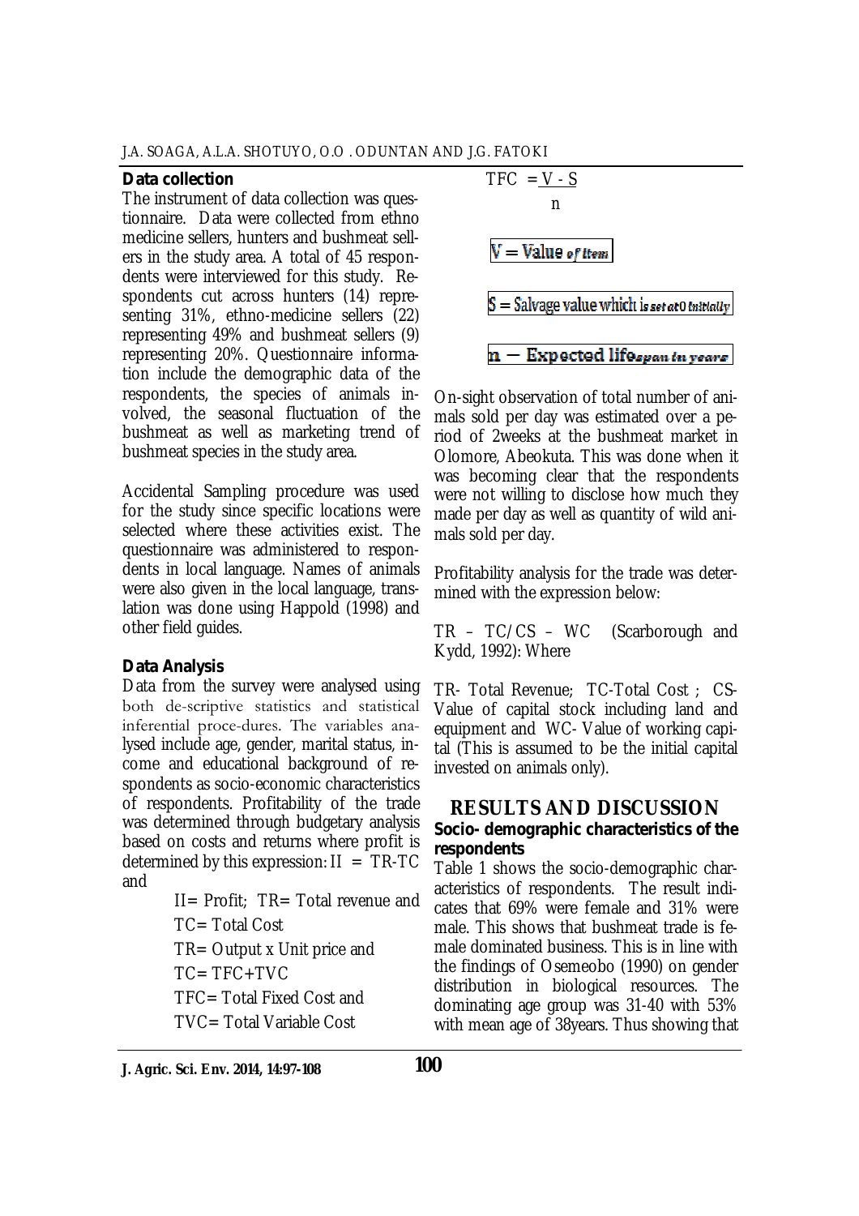### Data collection

The instrument of data collection was questionnaire. Data were collected from ethno medicine sellers, hunters and bushmeat sellers in the study area. A total of 45 respondents were interviewed for this study. Respondents cut across hunters (14) representing 31%, ethno-medicine sellers (22) representing 49% and bushmeat sellers (9) representing 20%. Questionnaire information include the demographic data of the respondents, the species of animals involved, the seasonal fluctuation of the bushmeat as well as marketing trend of bushmeat species in the study area.

Accidental Sampling procedure was used for the study since specific locations were selected where these activities exist. The questionnaire was administered to respondents in local language. Names of animals were also given in the local language, translation was done using Happold (1998) and other field guides.

### Data Analysis

Data from the survey were analysed using both de-scriptive statistics and statistical inferential proce-dures. The variables analysed include age, gender, marital status, income and educational background of respondents as socio-economic characteristics of respondents. Profitability of the trade was determined through budgetary analysis based on costs and returns where profit is determined by this expression: $\Pi = TR - TC$ and

$\Pi$= Profit; TR= Total revenue and
TC= Total Cost
TR= Output x Unit price and
TC= TFC+TVC
TFC= Total Fixed Cost and
TVC= Total Variable Cost

$$TFC = \frac{V - S}{n}$$

V = Value of Item

S = Salvage value which is set at 0 initially

n = Expected lifespan in years

On-sight observation of total number of animals sold per day was estimated over a period of 2weeks at the bushmeat market in Olomore, Abeokuta. This was done when it was becoming clear that the respondents were not willing to disclose how much they made per day as well as quantity of wild animals sold per day.

Profitability analysis for the trade was determined with the expression below:

TR – TC/CS – WC (Scarborough and Kydd, 1992): Where

TR- Total Revenue; TC-Total Cost ; CS- Value of capital stock including land and equipment and WC- Value of working capital (This is assumed to be the initial capital invested on animals only).

## RESULTS AND DISCUSSION

### Socio- demographic characteristics of the respondents

Table 1 shows the socio-demographic characteristics of respondents. The result indicates that 69% were female and 31% were male. This shows that bushmeat trade is female dominated business. This is in line with the findings of Osemeobo (1990) on gender distribution in biological resources. The dominating age group was 31-40 with 53% with mean age of 38years. Thus showing that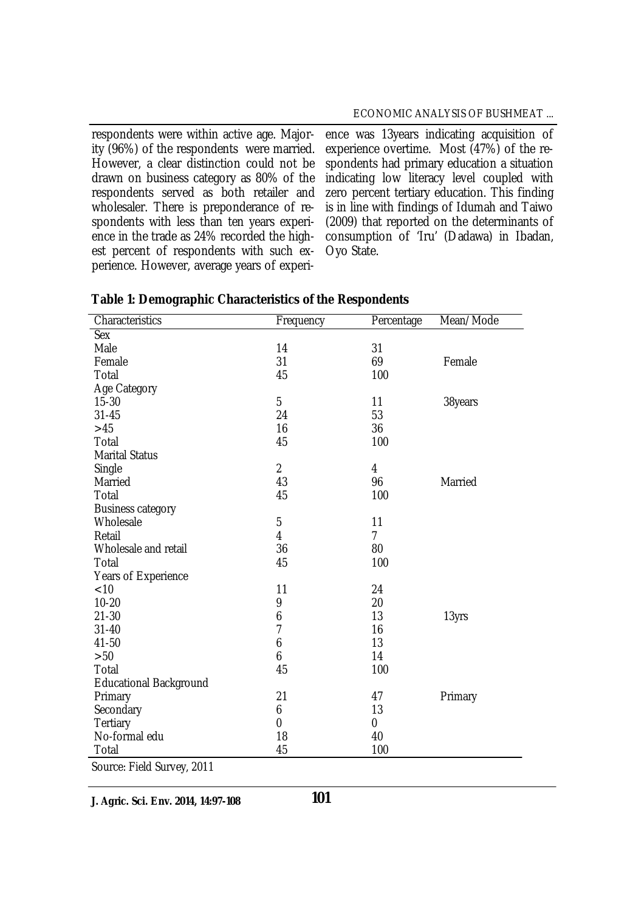respondents were within active age. Majority (96%) of the respondents were married. However, a clear distinction could not be drawn on business category as 80% of the respondents served as both retailer and wholesaler. There is preponderance of respondents with less than ten years experience in the trade as 24% recorded the highest percent of respondents with such experience. However, average years of experience was 13years indicating acquisition of experience overtime. Most (47%) of the respondents had primary education a situation indicating low literacy level coupled with zero percent tertiary education. This finding is in line with findings of Idumah and Taiwo (2009) that reported on the determinants of consumption of 'Iru' (Dadawa) in Ibadan, Oyo State.

**Table 1: Demographic Characteristics of the Respondents**

| Characteristics | Frequency | Percentage | Mean/Mode |
|---|---|---|---|
| Sex | | | |
| Male | 14 | 31 | |
| Female | 31 | 69 | Female |
| Total | 45 | 100 | |
| Age Category | | | |
| 15-30 | 5 | 11 | 38years |
| 31-45 | 24 | 53 | |
| >45 | 16 | 36 | |
| Total | 45 | 100 | |
| Marital Status | | | |
| Single | 2 | 4 | |
| Married | 43 | 96 | Married |
| Total | 45 | 100 | |
| Business category | | | |
| Wholesale | 5 | 11 | |
| Retail | 4 | 7 | |
| Wholesale and retail | 36 | 80 | |
| Total | 45 | 100 | |
| Years of Experience | | | |
| <10 | 11 | 24 | |
| 10-20 | 9 | 20 | |
| 21-30 | 6 | 13 | 13yrs |
| 31-40 | 7 | 16 | |
| 41-50 | 6 | 13 | |
| >50 | 6 | 14 | |
| Total | 45 | 100 | |
| Educational Background | | | |
| Primary | 21 | 47 | Primary |
| Secondary | 6 | 13 | |
| Tertiary | 0 | 0 | |
| No-formal edu | 18 | 40 | |
| Total | 45 | 100 | |

Source: Field Survey, 2011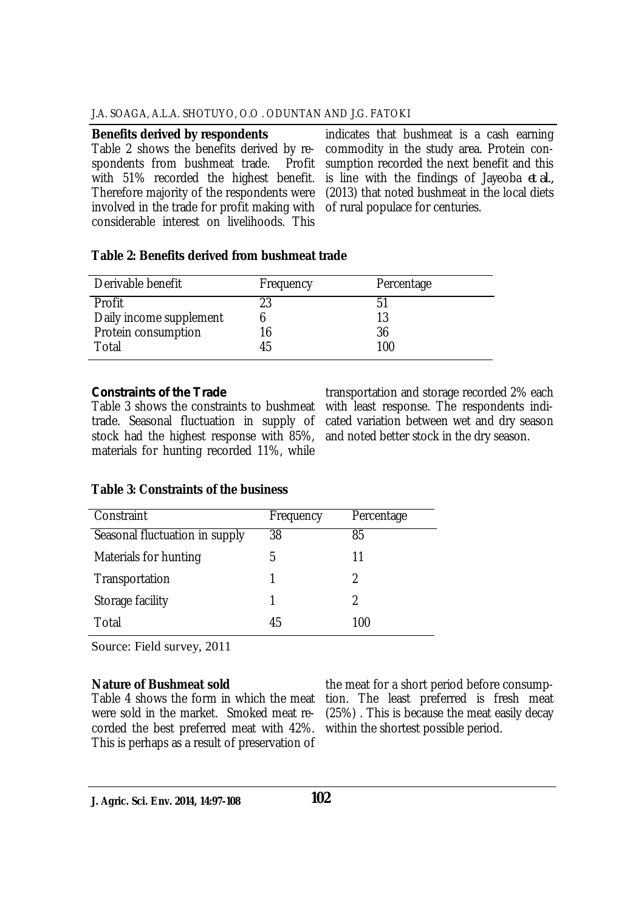### Benefits derived by respondents

Table 2 shows the benefits derived by respondents from bushmeat trade. Profit with 51% recorded the highest benefit. Therefore majority of the respondents were involved in the trade for profit making with considerable interest on livelihoods. This indicates that bushmeat is a cash earning commodity in the study area. Protein consumption recorded the next benefit and this is line with the findings of Jayeoba *et al.*, (2013) that noted bushmeat in the local diets of rural populace for centuries.

**Table 2: Benefits derived from bushmeat trade**

| Derivable benefit | Frequency | Percentage |
|---|---|---|
| Profit | 23 | 51 |
| Daily income supplement | 6 | 13 |
| Protein consumption | 16 | 36 |
| Total | 45 | 100 |

### Constraints of the Trade

Table 3 shows the constraints to bushmeat trade. Seasonal fluctuation in supply of stock had the highest response with 85%, materials for hunting recorded 11%, while transportation and storage recorded 2% each with least response. The respondents indicated variation between wet and dry season and noted better stock in the dry season.

**Table 3: Constraints of the business**

| Constraint | Frequency | Percentage |
|---|---|---|
| Seasonal fluctuation in supply | 38 | 85 |
| Materials for hunting | 5 | 11 |
| Transportation | 1 | 2 |
| Storage facility | 1 | 2 |
| Total | 45 | 100 |

Source: Field survey, 2011

### Nature of Bushmeat sold

Table 4 shows the form in which the meat were sold in the market. Smoked meat recorded the best preferred meat with 42%. This is perhaps as a result of preservation of the meat for a short period before consumption. The least preferred is fresh meat (25%) . This is because the meat easily decay within the shortest possible period.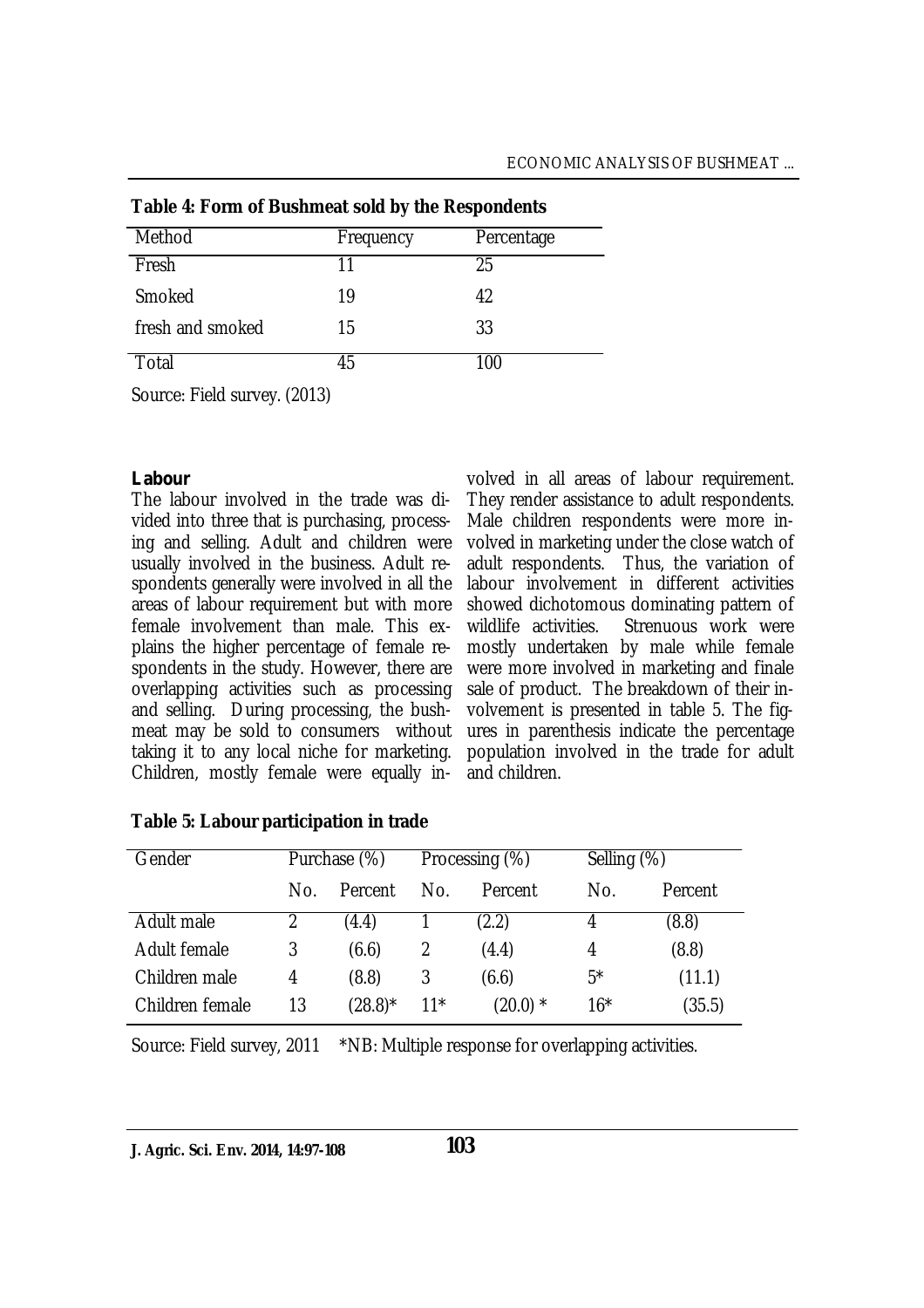**Table 4: Form of Bushmeat sold by the Respondents**

| Method | Frequency | Percentage |
|---|---|---|
| Fresh | 11 | 25 |
| Smoked | 19 | 42 |
| fresh and smoked | 15 | 33 |
| Total | 45 | 100 |

Source: Field survey. (2013)

**Labour**

The labour involved in the trade was divided into three that is purchasing, processing and selling. Adult and children were usually involved in the business. Adult respondents generally were involved in all the areas of labour requirement but with more female involvement than male. This explains the higher percentage of female respondents in the study. However, there are overlapping activities such as processing and selling. During processing, the bushmeat may be sold to consumers without taking it to any local niche for marketing. Children, mostly female were equally involved in all areas of labour requirement. They render assistance to adult respondents. Male children respondents were more involved in marketing under the close watch of adult respondents. Thus, the variation of labour involvement in different activities showed dichotomous dominating pattern of wildlife activities. Strenuous work were mostly undertaken by male while female were more involved in marketing and finale sale of product. The breakdown of their involvement is presented in table 5. The figures in parenthesis indicate the percentage population involved in the trade for adult and children.

**Table 5: Labour participation in trade**

| Gender | Purchase (%) | | Processing (%) | | Selling (%) | |
|---|---|---|---|---|---|---|
| | No. | Percent | No. | Percent | No. | Percent |
| Adult male | 2 | (4.4) | 1 | (2.2) | 4 | (8.8) |
| Adult female | 3 | (6.6) | 2 | (4.4) | 4 | (8.8) |
| Children male | 4 | (8.8) | 3 | (6.6) | 5* | (11.1) |
| Children female | 13 | (28.8)* | 11* | (20.0) * | 16* | (35.5) |

Source: Field survey, 2011 *NB: Multiple response for overlapping activities.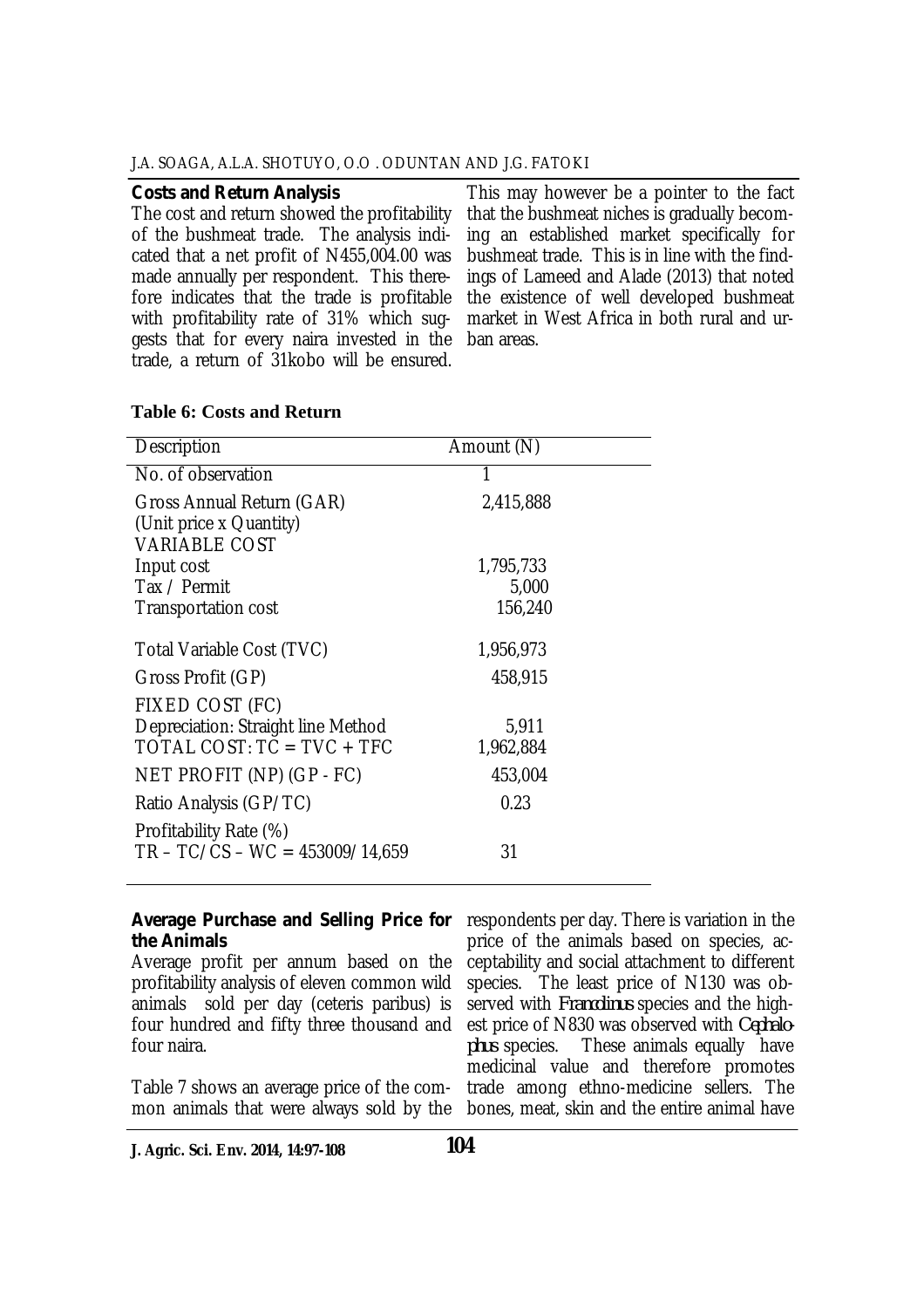### Costs and Return Analysis

The cost and return showed the profitability of the bushmeat trade. The analysis indicated that a net profit of N455,004.00 was made annually per respondent. This therefore indicates that the trade is profitable with profitability rate of 31% which suggests that for every naira invested in the trade, a return of 31kobo will be ensured. This may however be a pointer to the fact that the bushmeat niches is gradually becoming an established market specifically for bushmeat trade. This is in line with the findings of Lameed and Alade (2013) that noted the existence of well developed bushmeat market in West Africa in both rural and urban areas.

**Table 6: Costs and Return**

| Description | Amount (N) |
|---|---|
| No. of observation | 1 |
| Gross Annual Return (GAR) (Unit price x Quantity) | 2,415,888 |
| VARIABLE COST | |
| Input cost | 1,795,733 |
| Tax / Permit | 5,000 |
| Transportation cost | 156,240 |
| Total Variable Cost (TVC) | 1,956,973 |
| Gross Profit (GP) | 458,915 |
| FIXED COST (FC) | |
| Depreciation: Straight line Method | 5,911 |
| TOTAL COST: TC = TVC + TFC | 1,962,884 |
| NET PROFIT (NP) (GP - FC) | 453,004 |
| Ratio Analysis (GP/TC) | 0.23 |
| Profitability Rate (%) TR – TC/CS – WC = 453009/14,659 | 31 |

### Average Purchase and Selling Price for the Animals

Average profit per annum based on the profitability analysis of eleven common wild animals sold per day (ceteris paribus) is four hundred and fifty three thousand and four naira.

Table 7 shows an average price of the common animals that were always sold by the respondents per day. There is variation in the price of the animals based on species, acceptability and social attachment to different species. The least price of N130 was observed with *Francolinus* species and the highest price of N830 was observed with *Cephalophus* species. These animals equally have medicinal value and therefore promotes trade among ethno-medicine sellers. The bones, meat, skin and the entire animal have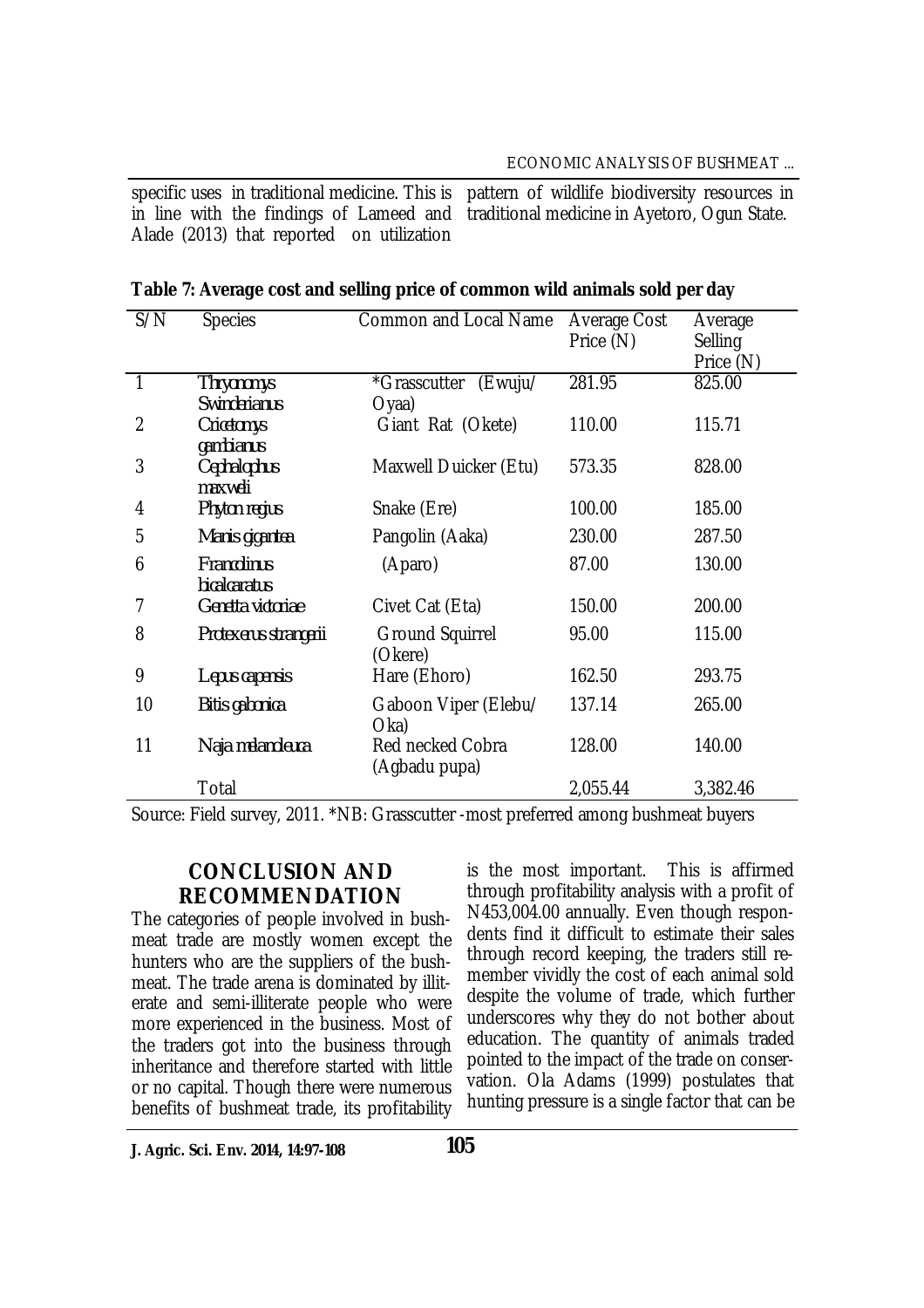specific uses in traditional medicine. This is in line with the findings of Lameed and Alade (2013) that reported on utilization pattern of wildlife biodiversity resources in traditional medicine in Ayetoro, Ogun State.

**Table 7: Average cost and selling price of common wild animals sold per day**

| S/N | Species | Common and Local Name | Average Cost Price (N) | Average Selling Price (N) |
|---|---|---|---|---|
| 1 | *Thryonomys Swinderianus* | *Grasscutter (Ewuju/ Oyaa) | 281.95 | 825.00 |
| 2 | *Cricetomys gambianus* | Giant Rat (Okete) | 110.00 | 115.71 |
| 3 | *Cephalophus maxweli* | Maxwell Duicker (Etu) | 573.35 | 828.00 |
| 4 | *Phyton regius* | Snake (Ere) | 100.00 | 185.00 |
| 5 | *Manis gigantea* | Pangolin (Aaka) | 230.00 | 287.50 |
| 6 | *Francolinus bicalcaratus* | (Aparo) | 87.00 | 130.00 |
| 7 | *Genetta victoriae* | Civet Cat (Eta) | 150.00 | 200.00 |
| 8 | *Protexerus strangerii* | Ground Squirrel (Okere) | 95.00 | 115.00 |
| 9 | *Lepus capensis* | Hare (Ehoro) | 162.50 | 293.75 |
| 10 | *Bitis gabonica* | Gaboon Viper (Elebu/ Oka) | 137.14 | 265.00 |
| 11 | *Naja melanoleuca* | Red necked Cobra (Agbadu pupa) | 128.00 | 140.00 |
| | Total | | 2,055.44 | 3,382.46 |

Source: Field survey, 2011. *NB: Grasscutter -most preferred among bushmeat buyers

## CONCLUSION AND RECOMMENDATION

The categories of people involved in bushmeat trade are mostly women except the hunters who are the suppliers of the bushmeat. The trade arena is dominated by illiterate and semi-illiterate people who were more experienced in the business. Most of the traders got into the business through inheritance and therefore started with little or no capital. Though there were numerous benefits of bushmeat trade, its profitability is the most important. This is affirmed through profitability analysis with a profit of N453,004.00 annually. Even though respondents find it difficult to estimate their sales through record keeping, the traders still remember vividly the cost of each animal sold despite the volume of trade, which further underscores why they do not bother about education. The quantity of animals traded pointed to the impact of the trade on conservation. Ola Adams (1999) postulates that hunting pressure is a single factor that can be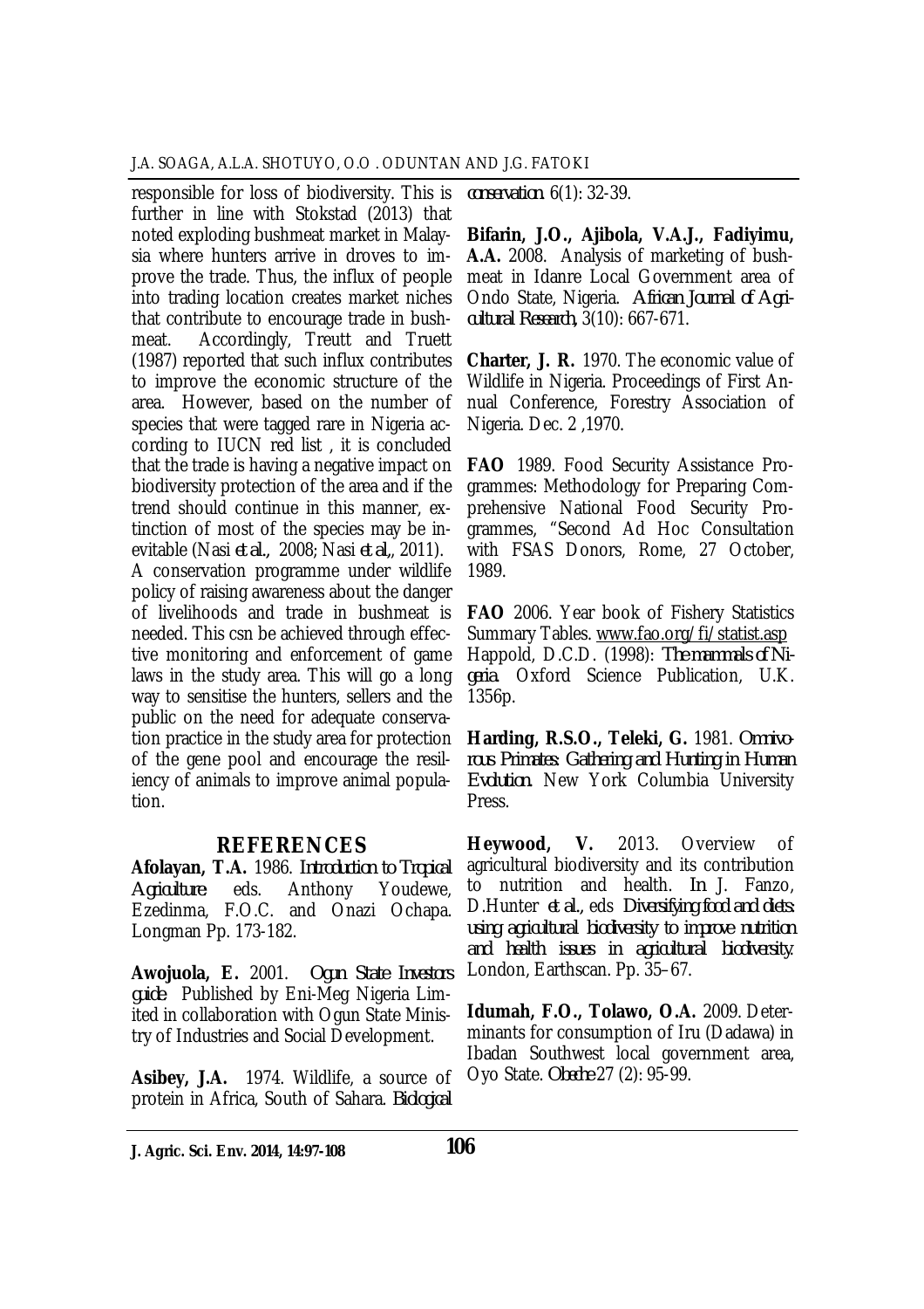responsible for loss of biodiversity. This is further in line with Stokstad (2013) that noted exploding bushmeat market in Malaysia where hunters arrive in droves to improve the trade. Thus, the influx of people into trading location creates market niches that contribute to encourage trade in bushmeat. Accordingly, Treutt and Truett (1987) reported that such influx contributes to improve the economic structure of the area. However, based on the number of species that were tagged rare in Nigeria according to IUCN red list , it is concluded that the trade is having a negative impact on biodiversity protection of the area and if the trend should continue in this manner, extinction of most of the species may be inevitable (Nasi *et al.*, 2008; Nasi *et al.*, 2011).

A conservation programme under wildlife policy of raising awareness about the danger of livelihoods and trade in bushmeat is needed. This csn be achieved through effective monitoring and enforcement of game laws in the study area. This will go a long way to sensitise the hunters, sellers and the public on the need for adequate conservation practice in the study area for protection of the gene pool and encourage the resiliency of animals to improve animal population.

## REFERENCES

**Afolayan, T.A.** 1986. *Introduction to Tropical Agriculture*: eds. Anthony Youdewe, Ezedinma, F.O.C. and Onazi Ochapa. Longman Pp. 173-182.

**Awojuola, E.** 2001. *Ogun State Investors guide*. Published by Eni-Meg Nigeria Limited in collaboration with Ogun State Ministry of Industries and Social Development.

**Asibey, J.A.** 1974. Wildlife, a source of protein in Africa, South of Sahara. *Biological conservation*. 6(1): 32-39.

**Bifarin, J.O., Ajibola, V.A.J., Fadiyimu, A.A.** 2008. Analysis of marketing of bushmeat in Idanre Local Government area of Ondo State, Nigeria. *African Journal of Agricultural Research*, 3(10): 667-671.

**Charter, J. R.** 1970. The economic value of Wildlife in Nigeria. Proceedings of First Annual Conference, Forestry Association of Nigeria. Dec. 2 ,1970.

**FAO** 1989. Food Security Assistance Programmes: Methodology for Preparing Comprehensive National Food Security Programmes, "Second Ad Hoc Consultation with FSAS Donors, Rome, 27 October, 1989.

**FAO** 2006. Year book of Fishery Statistics Summary Tables. www.fao.org/fi/statist.asp Happold, D.C.D. (1998): *The mammals of Nigeria*. Oxford Science Publication, U.K. 1356p.

**Harding, R.S.O., Teleki, G.** 1981. *Omnivorous Primates: Gathering and Hunting in Human Evolution*. New York Columbia University Press.

**Heywood, V.** 2013. Overview of agricultural biodiversity and its contribution to nutrition and health. In J. Fanzo, D.Hunter *et al.*, eds *Diversifying food and diets: using agricultural biodiversity to improve nutrition and health issues in agricultural biodiversity*. London, Earthscan. Pp. 35–67.

**Idumah, F.O., Tolawo, O.A.** 2009. Determinants for consumption of Iru (Dadawa) in Ibadan Southwest local government area, Oyo State. *Obeche* 27 (2): 95-99.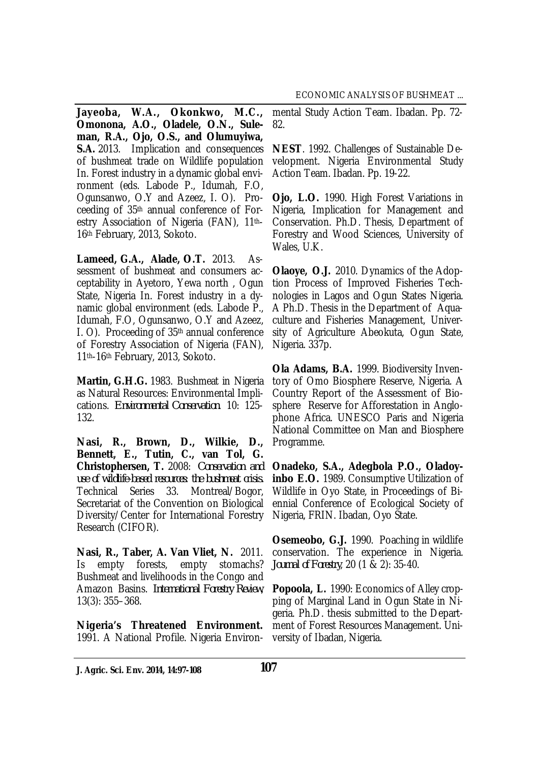**Jayeoba, W.A., Okonkwo, M.C., Omonona, A.O., Oladele, O.N., Suleman, R.A., Ojo, O.S., and Olumuyiwa, S.A.** 2013. Implication and consequences of bushmeat trade on Wildlife population In. Forest industry in a dynamic global environment (eds. Labode P., Idumah, F.O, Ogunsanwo, O.Y and Azeez, I. O). Proceeding of 35th annual conference of Forestry Association of Nigeria (FAN), 11th-16th February, 2013, Sokoto.

**Lameed, G.A., Alade, O.T.** 2013. Assessment of bushmeat and consumers acceptability in Ayetoro, Yewa north , Ogun State, Nigeria In. Forest industry in a dynamic global environment (eds. Labode P., Idumah, F.O, Ogunsanwo, O.Y and Azeez, I. O). Proceeding of 35th annual conference of Forestry Association of Nigeria (FAN), 11th-16th February, 2013, Sokoto.

**Martin, G.H.G.** 1983. Bushmeat in Nigeria as Natural Resources: Environmental Implications. *Environmental Conservation*. 10: 125-132.

**Nasi, R., Brown, D., Wilkie, D., Bennett, E., Tutin, C., van Tol, G. Christophersen, T.** 2008: *Conservation and use of wildlife-based resources: the bushmeat crisis*. Technical Series 33. Montreal/Bogor, Secretariat of the Convention on Biological Diversity/Center for International Forestry Research (CIFOR).

**Nasi, R., Taber, A. Van Vliet, N.** 2011. Is empty forests, empty stomachs? Bushmeat and livelihoods in the Congo and Amazon Basins. *International Forestry Review*, 13(3): 355–368.

**Nigeria's Threatened Environment.** 1991. A National Profile. Nigeria Environmental Study Action Team. Ibadan. Pp. 72-82.

**NEST**. 1992. Challenges of Sustainable Development. Nigeria Environmental Study Action Team. Ibadan. Pp. 19-22.

**Ojo, L.O.** 1990. High Forest Variations in Nigeria, Implication for Management and Conservation. Ph.D. Thesis, Department of Forestry and Wood Sciences, University of Wales, U.K.

**Olaoye, O.J.** 2010. Dynamics of the Adoption Process of Improved Fisheries Technologies in Lagos and Ogun States Nigeria. A Ph.D. Thesis in the Department of Aquaculture and Fisheries Management, University of Agriculture Abeokuta, Ogun State, Nigeria. 337p.

**Ola Adams, B.A.** 1999. Biodiversity Inventory of Omo Biosphere Reserve, Nigeria. A Country Report of the Assessment of Biosphere Reserve for Afforestation in Anglophone Africa. UNESCO Paris and Nigeria National Committee on Man and Biosphere Programme.

**Onadeko, S.A., Adegbola P.O., Oladoyinbo E.O.** 1989. Consumptive Utilization of Wildlife in Oyo State, in Proceedings of Biennial Conference of Ecological Society of Nigeria, FRIN. Ibadan, Oyo State.

**Osemeobo, G.J.** 1990. Poaching in wildlife conservation. The experience in Nigeria. *Journal of Forestry*, 20 (1 & 2): 35-40.

**Popoola, L.** 1990: Economics of Alley cropping of Marginal Land in Ogun State in Nigeria. Ph.D. thesis submitted to the Department of Forest Resources Management. University of Ibadan, Nigeria.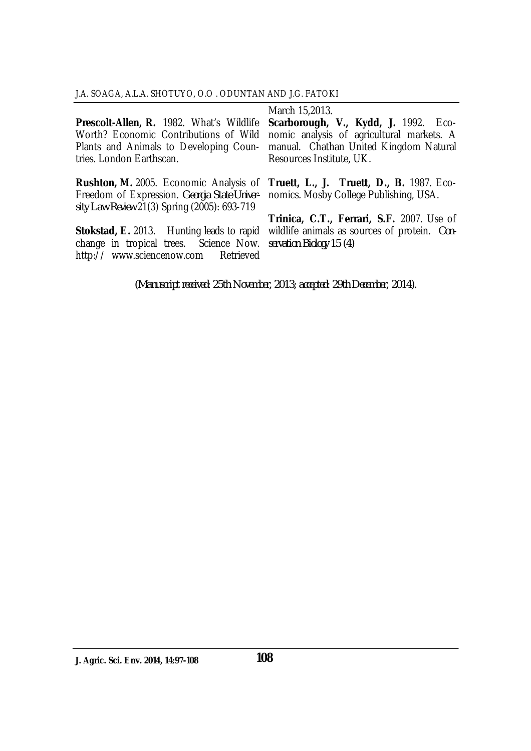**Prescolt-Allen, R.** 1982. What's Wildlife Worth? Economic Contributions of Wild Plants and Animals to Developing Countries. London Earthscan.

**Rushton, M.** 2005. Economic Analysis of Freedom of Expression. *Georgia State University Law Review* 21(3) Spring (2005): 693-719

**Stokstad, E.** 2013. Hunting leads to rapid change in tropical trees. Science Now. http:// www.sciencenow.com Retrieved March 15,2013.

**Scarborough, V., Kydd, J.** 1992. Economic analysis of agricultural markets. A manual. Chathan United Kingdom Natural Resources Institute, UK.

**Truett, L., J. Truett, D., B.** 1987. Economics. Mosby College Publishing, USA.

**Trinica, C.T., Ferrari, S.F.** 2007. Use of wildlife animals as sources of protein. *Conservation Biology* 15 (4)

*(Manuscript received: 25th November, 2013; accepted: 29th December, 2014).*